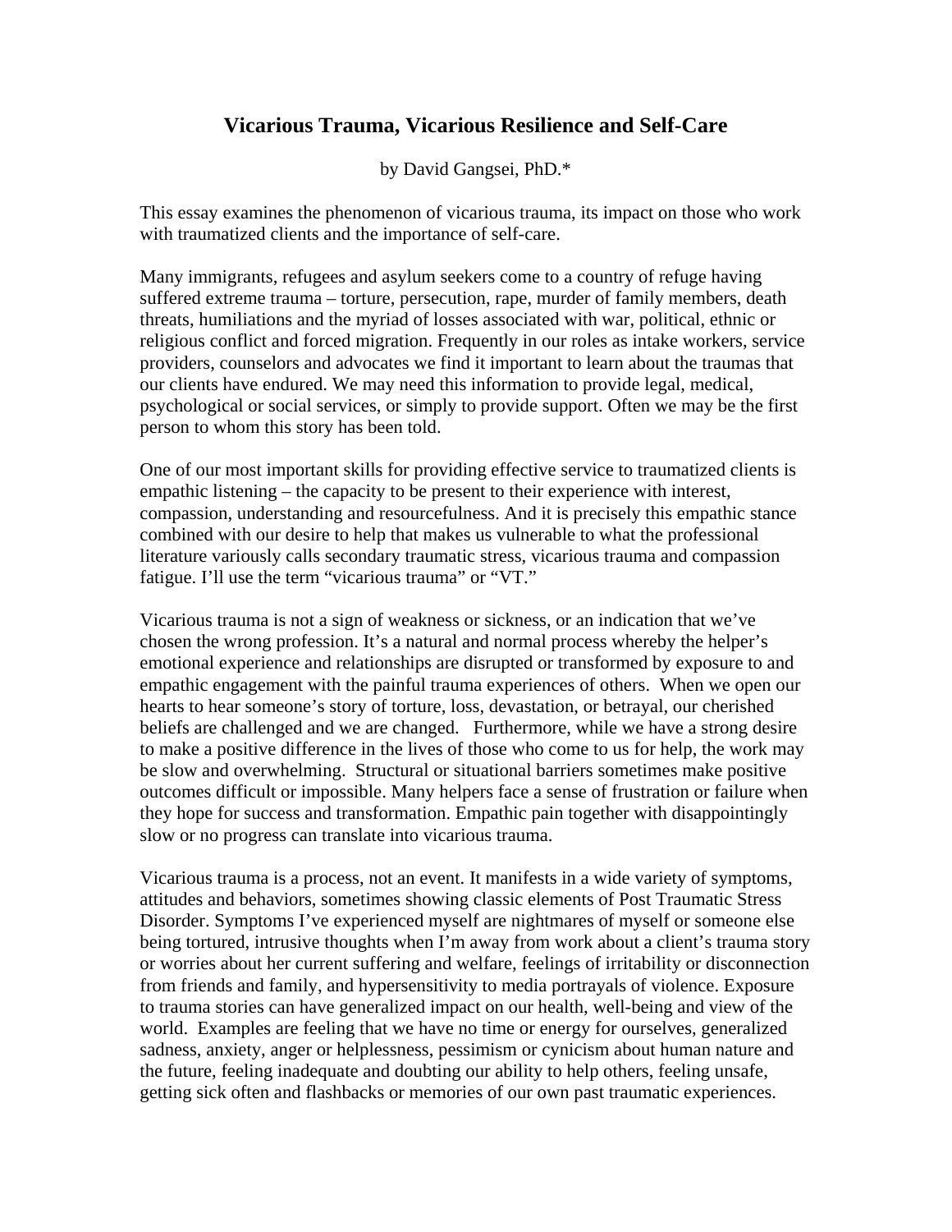# Vicarious Trauma, Vicarious Resilience and Self-Care

by David Gangsei, PhD.*

This essay examines the phenomenon of vicarious trauma, its impact on those who work with traumatized clients and the importance of self-care.

Many immigrants, refugees and asylum seekers come to a country of refuge having suffered extreme trauma – torture, persecution, rape, murder of family members, death threats, humiliations and the myriad of losses associated with war, political, ethnic or religious conflict and forced migration. Frequently in our roles as intake workers, service providers, counselors and advocates we find it important to learn about the traumas that our clients have endured. We may need this information to provide legal, medical, psychological or social services, or simply to provide support. Often we may be the first person to whom this story has been told.

One of our most important skills for providing effective service to traumatized clients is empathic listening – the capacity to be present to their experience with interest, compassion, understanding and resourcefulness. And it is precisely this empathic stance combined with our desire to help that makes us vulnerable to what the professional literature variously calls secondary traumatic stress, vicarious trauma and compassion fatigue. I'll use the term "vicarious trauma" or "VT."

Vicarious trauma is not a sign of weakness or sickness, or an indication that we've chosen the wrong profession. It's a natural and normal process whereby the helper's emotional experience and relationships are disrupted or transformed by exposure to and empathic engagement with the painful trauma experiences of others. When we open our hearts to hear someone's story of torture, loss, devastation, or betrayal, our cherished beliefs are challenged and we are changed. Furthermore, while we have a strong desire to make a positive difference in the lives of those who come to us for help, the work may be slow and overwhelming. Structural or situational barriers sometimes make positive outcomes difficult or impossible. Many helpers face a sense of frustration or failure when they hope for success and transformation. Empathic pain together with disappointingly slow or no progress can translate into vicarious trauma.

Vicarious trauma is a process, not an event. It manifests in a wide variety of symptoms, attitudes and behaviors, sometimes showing classic elements of Post Traumatic Stress Disorder. Symptoms I've experienced myself are nightmares of myself or someone else being tortured, intrusive thoughts when I'm away from work about a client's trauma story or worries about her current suffering and welfare, feelings of irritability or disconnection from friends and family, and hypersensitivity to media portrayals of violence. Exposure to trauma stories can have generalized impact on our health, well-being and view of the world. Examples are feeling that we have no time or energy for ourselves, generalized sadness, anxiety, anger or helplessness, pessimism or cynicism about human nature and the future, feeling inadequate and doubting our ability to help others, feeling unsafe, getting sick often and flashbacks or memories of our own past traumatic experiences.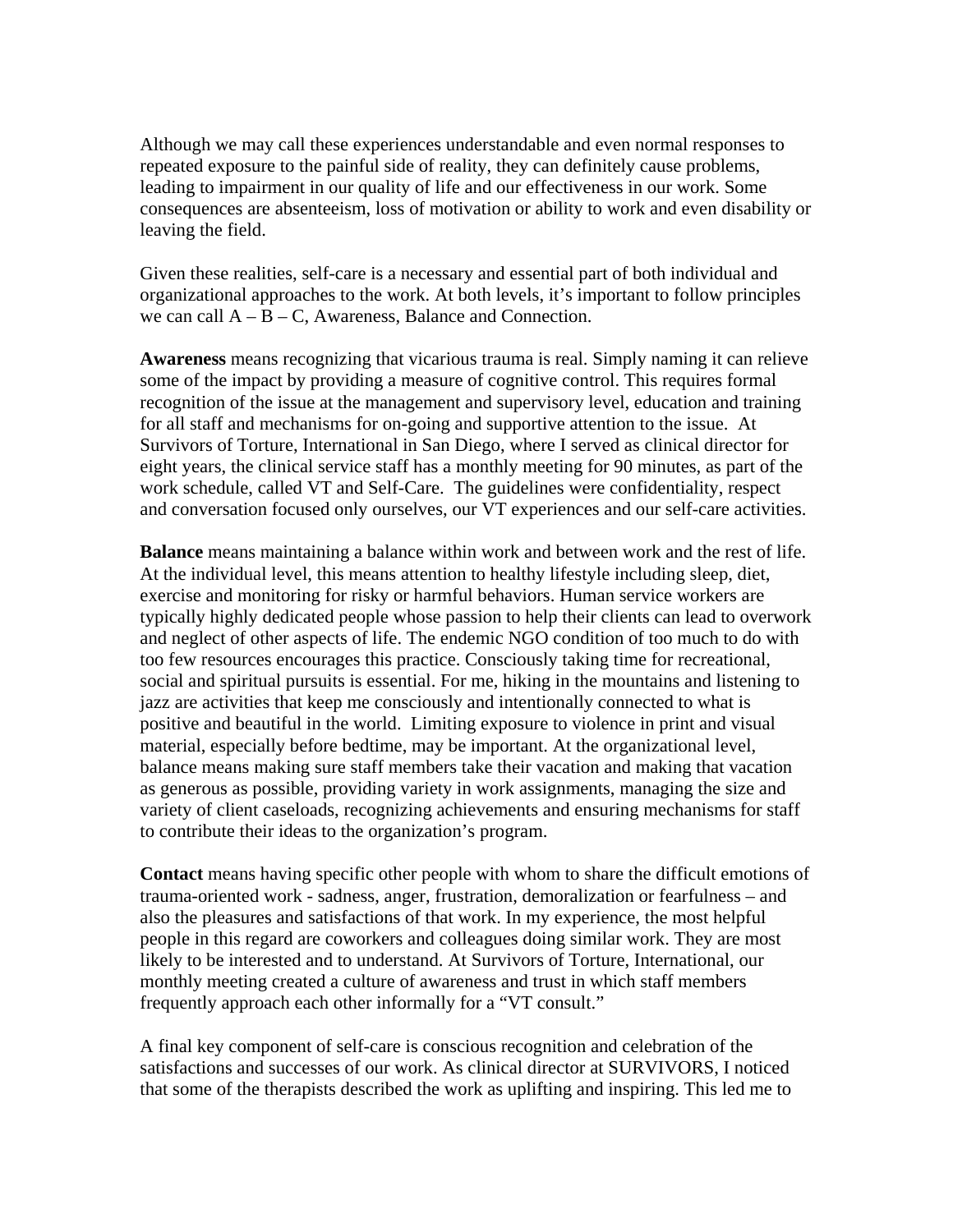Although we may call these experiences understandable and even normal responses to repeated exposure to the painful side of reality, they can definitely cause problems, leading to impairment in our quality of life and our effectiveness in our work. Some consequences are absenteeism, loss of motivation or ability to work and even disability or leaving the field.

Given these realities, self-care is a necessary and essential part of both individual and organizational approaches to the work. At both levels, it's important to follow principles we can call A – B – C, Awareness, Balance and Connection.

**Awareness** means recognizing that vicarious trauma is real. Simply naming it can relieve some of the impact by providing a measure of cognitive control. This requires formal recognition of the issue at the management and supervisory level, education and training for all staff and mechanisms for on-going and supportive attention to the issue. At Survivors of Torture, International in San Diego, where I served as clinical director for eight years, the clinical service staff has a monthly meeting for 90 minutes, as part of the work schedule, called VT and Self-Care. The guidelines were confidentiality, respect and conversation focused only ourselves, our VT experiences and our self-care activities.

**Balance** means maintaining a balance within work and between work and the rest of life. At the individual level, this means attention to healthy lifestyle including sleep, diet, exercise and monitoring for risky or harmful behaviors. Human service workers are typically highly dedicated people whose passion to help their clients can lead to overwork and neglect of other aspects of life. The endemic NGO condition of too much to do with too few resources encourages this practice. Consciously taking time for recreational, social and spiritual pursuits is essential. For me, hiking in the mountains and listening to jazz are activities that keep me consciously and intentionally connected to what is positive and beautiful in the world. Limiting exposure to violence in print and visual material, especially before bedtime, may be important. At the organizational level, balance means making sure staff members take their vacation and making that vacation as generous as possible, providing variety in work assignments, managing the size and variety of client caseloads, recognizing achievements and ensuring mechanisms for staff to contribute their ideas to the organization's program.

**Contact** means having specific other people with whom to share the difficult emotions of trauma-oriented work - sadness, anger, frustration, demoralization or fearfulness – and also the pleasures and satisfactions of that work. In my experience, the most helpful people in this regard are coworkers and colleagues doing similar work. They are most likely to be interested and to understand. At Survivors of Torture, International, our monthly meeting created a culture of awareness and trust in which staff members frequently approach each other informally for a "VT consult."

A final key component of self-care is conscious recognition and celebration of the satisfactions and successes of our work. As clinical director at SURVIVORS, I noticed that some of the therapists described the work as uplifting and inspiring. This led me to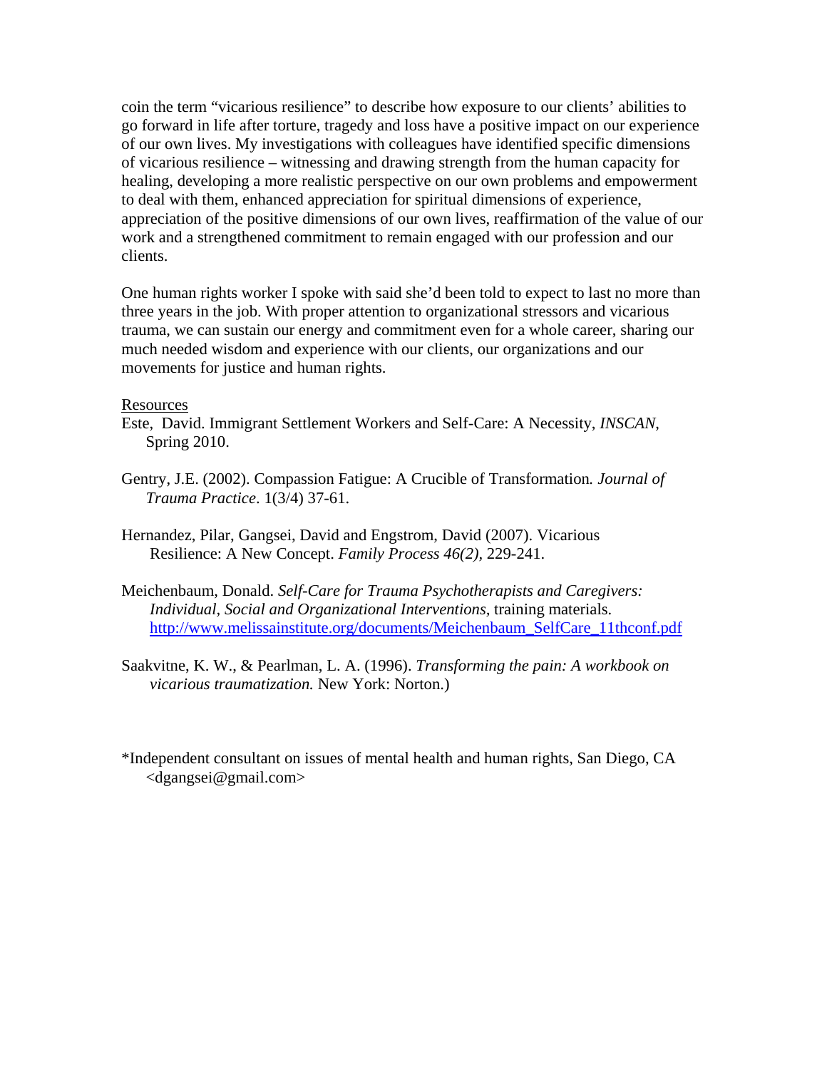coin the term "vicarious resilience" to describe how exposure to our clients' abilities to go forward in life after torture, tragedy and loss have a positive impact on our experience of our own lives. My investigations with colleagues have identified specific dimensions of vicarious resilience – witnessing and drawing strength from the human capacity for healing, developing a more realistic perspective on our own problems and empowerment to deal with them, enhanced appreciation for spiritual dimensions of experience, appreciation of the positive dimensions of our own lives, reaffirmation of the value of our work and a strengthened commitment to remain engaged with our profession and our clients.

One human rights worker I spoke with said she'd been told to expect to last no more than three years in the job. With proper attention to organizational stressors and vicarious trauma, we can sustain our energy and commitment even for a whole career, sharing our much needed wisdom and experience with our clients, our organizations and our movements for justice and human rights.

Resources

Este, David. Immigrant Settlement Workers and Self-Care: A Necessity, *INSCAN*, Spring 2010.

Gentry, J.E. (2002). Compassion Fatigue: A Crucible of Transformation*.* *Journal of Trauma Practice*. 1(3/4) 37-61.

Hernandez, Pilar, Gangsei, David and Engstrom, David (2007). Vicarious Resilience: A New Concept. *Family Process 46(2),* 229-241.

Meichenbaum, Donald. *Self-Care for Trauma Psychotherapists and Caregivers: Individual, Social and Organizational Interventions,* training materials. http://www.melissainstitute.org/documents/Meichenbaum_SelfCare_11thconf.pdf

Saakvitne, K. W., & Pearlman, L. A. (1996). *Transforming the pain: A workbook on vicarious traumatization.* New York: Norton.)

*Independent consultant on issues of mental health and human rights, San Diego, CA <dgangsei@gmail.com>